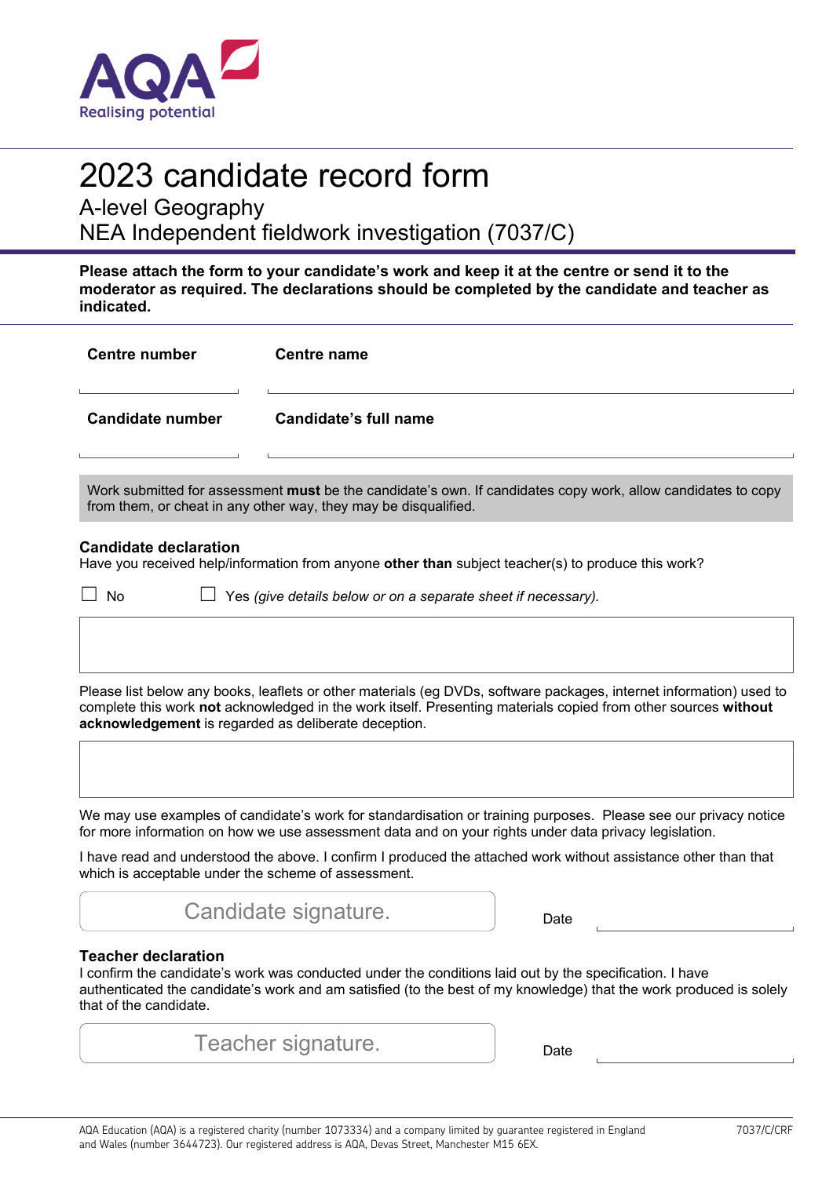AQA
Realising potential

# 2023 candidate record form

## A-level Geography
## NEA Independent fieldwork investigation (7037/C)

**Please attach the form to your candidate's work and keep it at the centre or send it to the moderator as required. The declarations should be completed by the candidate and teacher as indicated.**

| **Centre number** | **Centre name** |
| --- | --- |
| | |
| **Candidate number** | **Candidate's full name** |
| | |

Work submitted for assessment **must** be the candidate's own. If candidates copy work, allow candidates to copy from them, or cheat in any other way, they may be disqualified.

### Candidate declaration

Have you received help/information from anyone **other than** subject teacher(s) to produce this work?

☐ No ☐ Yes *(give details below or on a separate sheet if necessary).*

Please list below any books, leaflets or other materials (eg DVDs, software packages, internet information) used to complete this work **not** acknowledged in the work itself. Presenting materials copied from other sources **without acknowledgement** is regarded as deliberate deception.

We may use examples of candidate's work for standardisation or training purposes. Please see our privacy notice for more information on how we use assessment data and on your rights under data privacy legislation.

I have read and understood the above. I confirm I produced the attached work without assistance other than that which is acceptable under the scheme of assessment.

Candidate signature. Date

### Teacher declaration

I confirm the candidate's work was conducted under the conditions laid out by the specification. I have authenticated the candidate's work and am satisfied (to the best of my knowledge) that the work produced is solely that of the candidate.

Teacher signature. Date

AQA Education (AQA) is a registered charity (number 1073334) and a company limited by guarantee registered in England and Wales (number 3644723). Our registered address is AQA, Devas Street, Manchester M15 6EX.

7037/C/CRF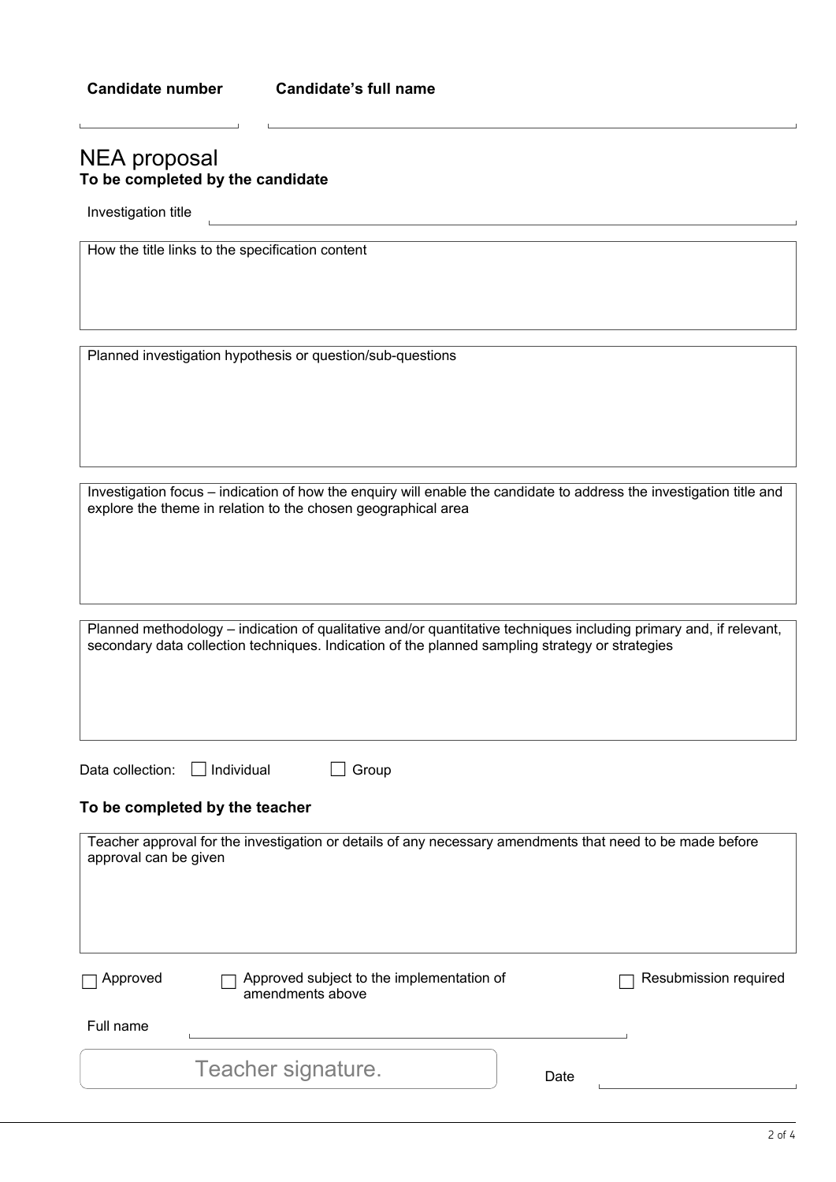**Candidate number** **Candidate's full name**

# NEA proposal

**To be completed by the candidate**

Investigation title

How the title links to the specification content

Planned investigation hypothesis or question/sub-questions

Investigation focus – indication of how the enquiry will enable the candidate to address the investigation title and explore the theme in relation to the chosen geographical area

Planned methodology – indication of qualitative and/or quantitative techniques including primary and, if relevant, secondary data collection techniques. Indication of the planned sampling strategy or strategies

Data collection: ☐ Individual ☐ Group

**To be completed by the teacher**

Teacher approval for the investigation or details of any necessary amendments that need to be made before approval can be given

☐ Approved ☐ Approved subject to the implementation of amendments above ☐ Resubmission required

Full name

Teacher signature.

Date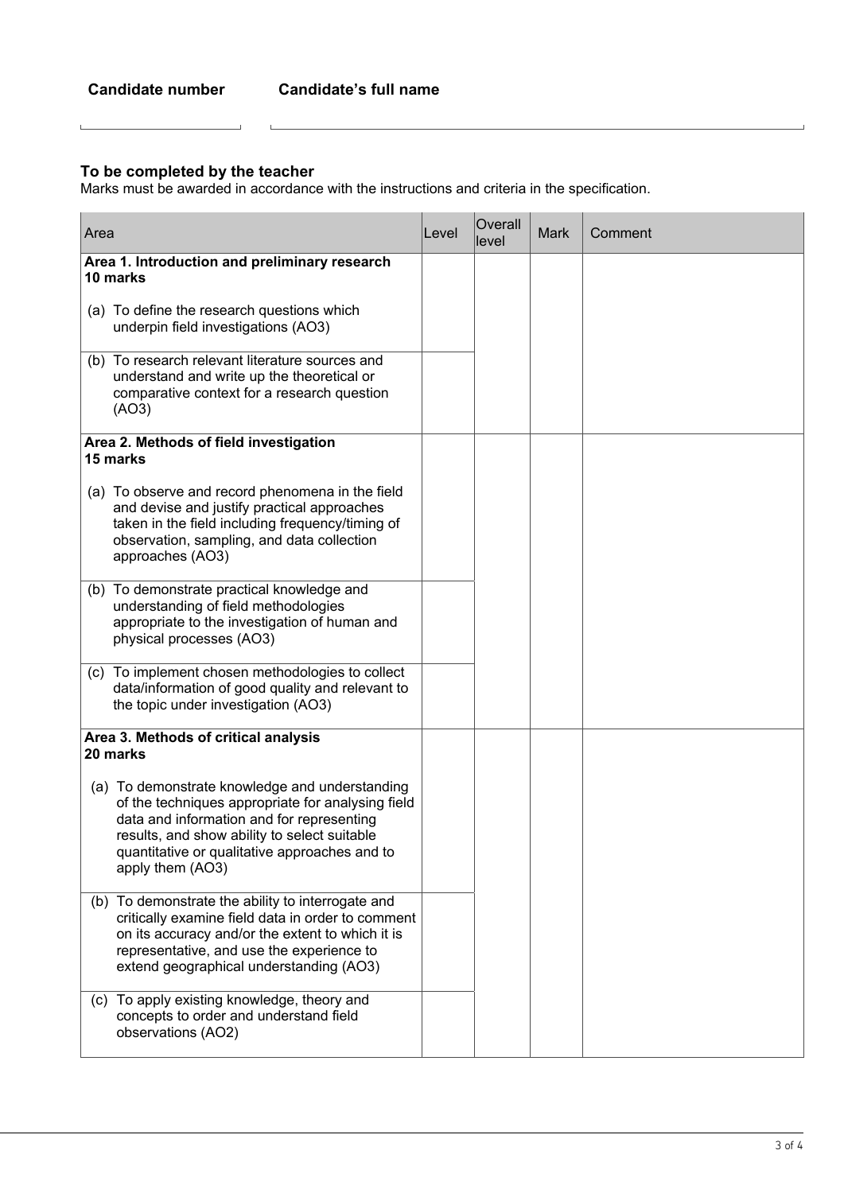**Candidate number** **Candidate's full name**

### To be completed by the teacher

Marks must be awarded in accordance with the instructions and criteria in the specification.

| Area | Level | Overall level | Mark | Comment |
|---|---|---|---|---|
| **Area 1. Introduction and preliminary research 10 marks** | | | | |
| (a) To define the research questions which underpin field investigations (AO3) | | | | |
| (b) To research relevant literature sources and understand and write up the theoretical or comparative context for a research question (AO3) | | | | |
| **Area 2. Methods of field investigation 15 marks** | | | | |
| (a) To observe and record phenomena in the field and devise and justify practical approaches taken in the field including frequency/timing of observation, sampling, and data collection approaches (AO3) | | | | |
| (b) To demonstrate practical knowledge and understanding of field methodologies appropriate to the investigation of human and physical processes (AO3) | | | | |
| (c) To implement chosen methodologies to collect data/information of good quality and relevant to the topic under investigation (AO3) | | | | |
| **Area 3. Methods of critical analysis 20 marks** | | | | |
| (a) To demonstrate knowledge and understanding of the techniques appropriate for analysing field data and information and for representing results, and show ability to select suitable quantitative or qualitative approaches and to apply them (AO3) | | | | |
| (b) To demonstrate the ability to interrogate and critically examine field data in order to comment on its accuracy and/or the extent to which it is representative, and use the experience to extend geographical understanding (AO3) | | | | |
| (c) To apply existing knowledge, theory and concepts to order and understand field observations (AO2) | | | | |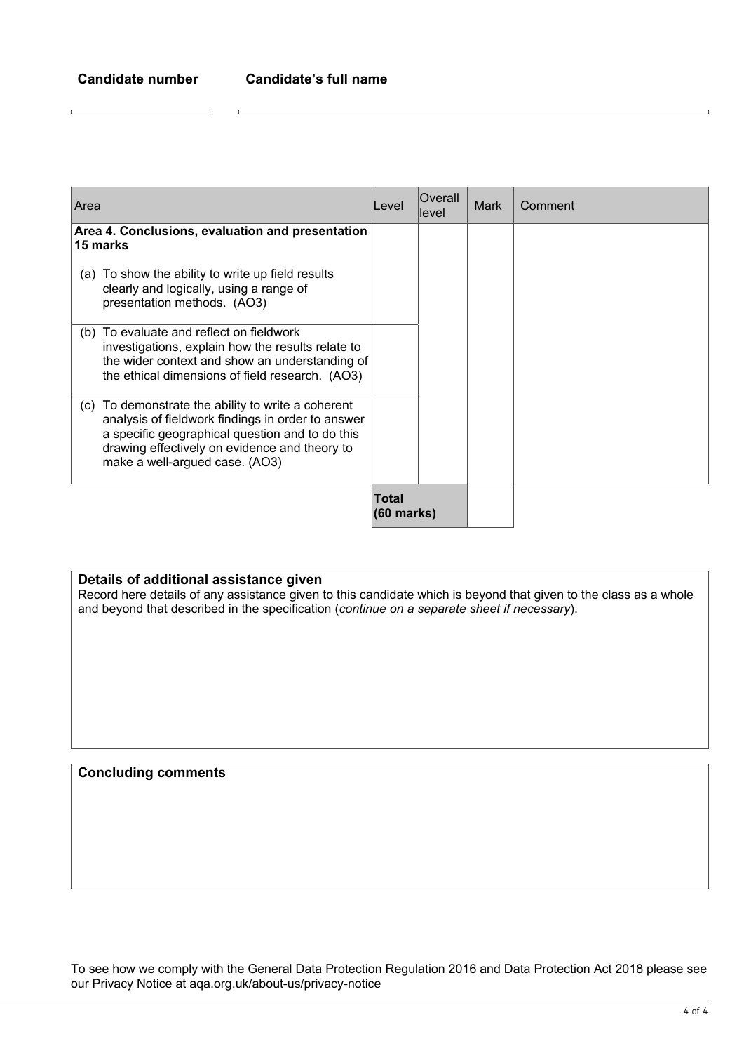**Candidate number** **Candidate's full name**

| Area | Level | Overall level | Mark | Comment |
|---|---|---|---|---|
| **Area 4. Conclusions, evaluation and presentation 15 marks**<br><br>(a) To show the ability to write up field results clearly and logically, using a range of presentation methods. (AO3) | | | | |
| (b) To evaluate and reflect on fieldwork investigations, explain how the results relate to the wider context and show an understanding of the ethical dimensions of field research. (AO3) | | | | |
| (c) To demonstrate the ability to write a coherent analysis of fieldwork findings in order to answer a specific geographical question and to do this drawing effectively on evidence and theory to make a well-argued case. (AO3) | | | | |
| | **Total (60 marks)** | | | |

**Details of additional assistance given**

Record here details of any assistance given to this candidate which is beyond that given to the class as a whole and beyond that described in the specification (*continue on a separate sheet if necessary*).

**Concluding comments**

To see how we comply with the General Data Protection Regulation 2016 and Data Protection Act 2018 please see our Privacy Notice at aqa.org.uk/about-us/privacy-notice